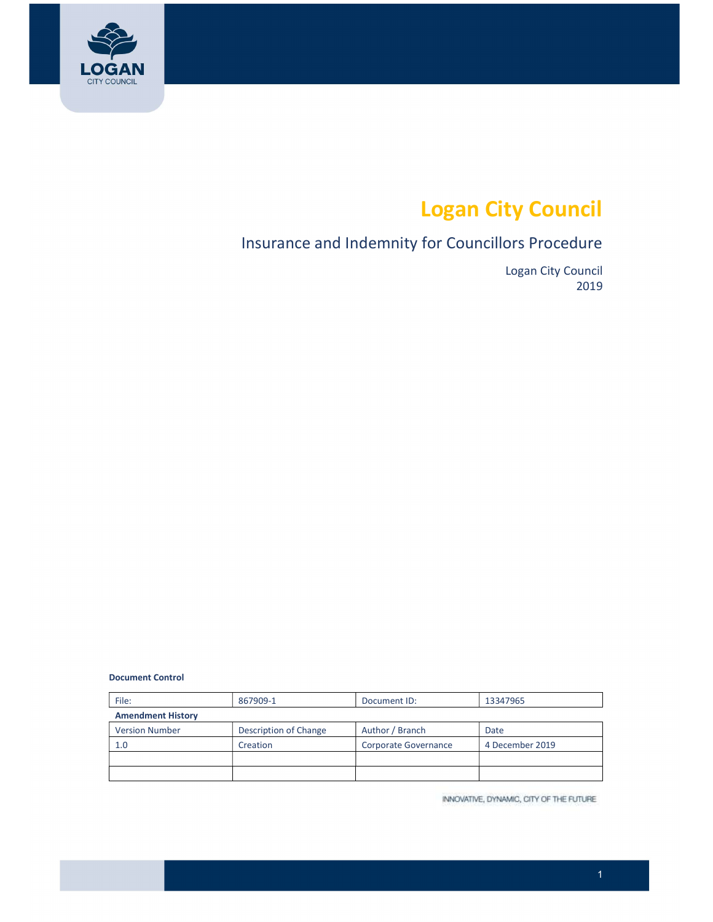# Logan City Council

## Insurance and Indemnity for Councillors Procedure

Logan City Council
2019

**Document Control**

| File: | 867909-1 | Document ID: | 13347965 |
|---|---|---|---|
| **Amendment History** | | | |
| Version Number | Description of Change | Author / Branch | Date |
| 1.0 | Creation | Corporate Governance | 4 December 2019 |
| | | | |
| | | | |

INNOVATIVE, DYNAMIC, CITY OF THE FUTURE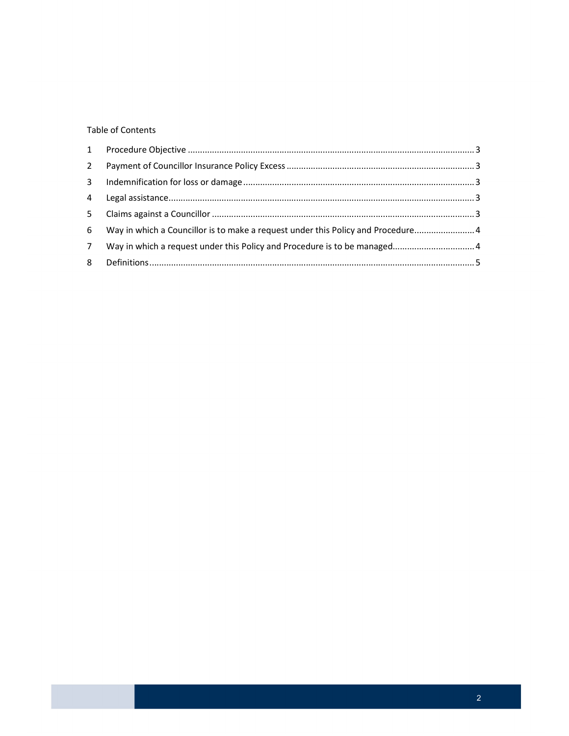Table of Contents

1 Procedure Objective ..... 3
2 Payment of Councillor Insurance Policy Excess ..... 3
3 Indemnification for loss or damage ..... 3
4 Legal assistance ..... 3
5 Claims against a Councillor ..... 3
6 Way in which a Councillor is to make a request under this Policy and Procedure ..... 4
7 Way in which a request under this Policy and Procedure is to be managed ..... 4
8 Definitions ..... 5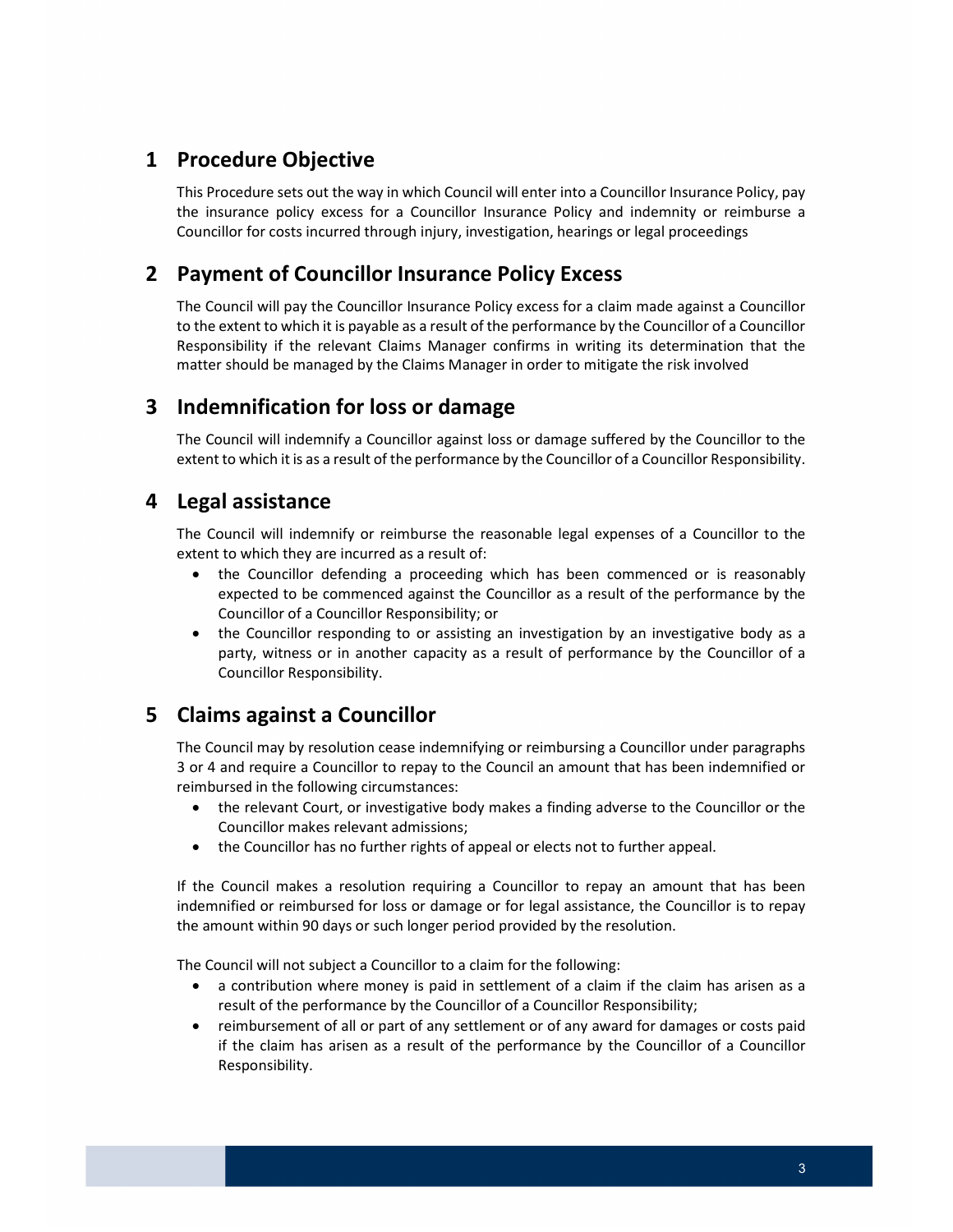## 1 Procedure Objective

This Procedure sets out the way in which Council will enter into a Councillor Insurance Policy, pay the insurance policy excess for a Councillor Insurance Policy and indemnity or reimburse a Councillor for costs incurred through injury, investigation, hearings or legal proceedings

## 2 Payment of Councillor Insurance Policy Excess

The Council will pay the Councillor Insurance Policy excess for a claim made against a Councillor to the extent to which it is payable as a result of the performance by the Councillor of a Councillor Responsibility if the relevant Claims Manager confirms in writing its determination that the matter should be managed by the Claims Manager in order to mitigate the risk involved

## 3 Indemnification for loss or damage

The Council will indemnify a Councillor against loss or damage suffered by the Councillor to the extent to which it is as a result of the performance by the Councillor of a Councillor Responsibility.

## 4 Legal assistance

The Council will indemnify or reimburse the reasonable legal expenses of a Councillor to the extent to which they are incurred as a result of:

- the Councillor defending a proceeding which has been commenced or is reasonably expected to be commenced against the Councillor as a result of the performance by the Councillor of a Councillor Responsibility; or
- the Councillor responding to or assisting an investigation by an investigative body as a party, witness or in another capacity as a result of performance by the Councillor of a Councillor Responsibility.

## 5 Claims against a Councillor

The Council may by resolution cease indemnifying or reimbursing a Councillor under paragraphs 3 or 4 and require a Councillor to repay to the Council an amount that has been indemnified or reimbursed in the following circumstances:

- the relevant Court, or investigative body makes a finding adverse to the Councillor or the Councillor makes relevant admissions;
- the Councillor has no further rights of appeal or elects not to further appeal.

If the Council makes a resolution requiring a Councillor to repay an amount that has been indemnified or reimbursed for loss or damage or for legal assistance, the Councillor is to repay the amount within 90 days or such longer period provided by the resolution.

The Council will not subject a Councillor to a claim for the following:

- a contribution where money is paid in settlement of a claim if the claim has arisen as a result of the performance by the Councillor of a Councillor Responsibility;
- reimbursement of all or part of any settlement or of any award for damages or costs paid if the claim has arisen as a result of the performance by the Councillor of a Councillor Responsibility.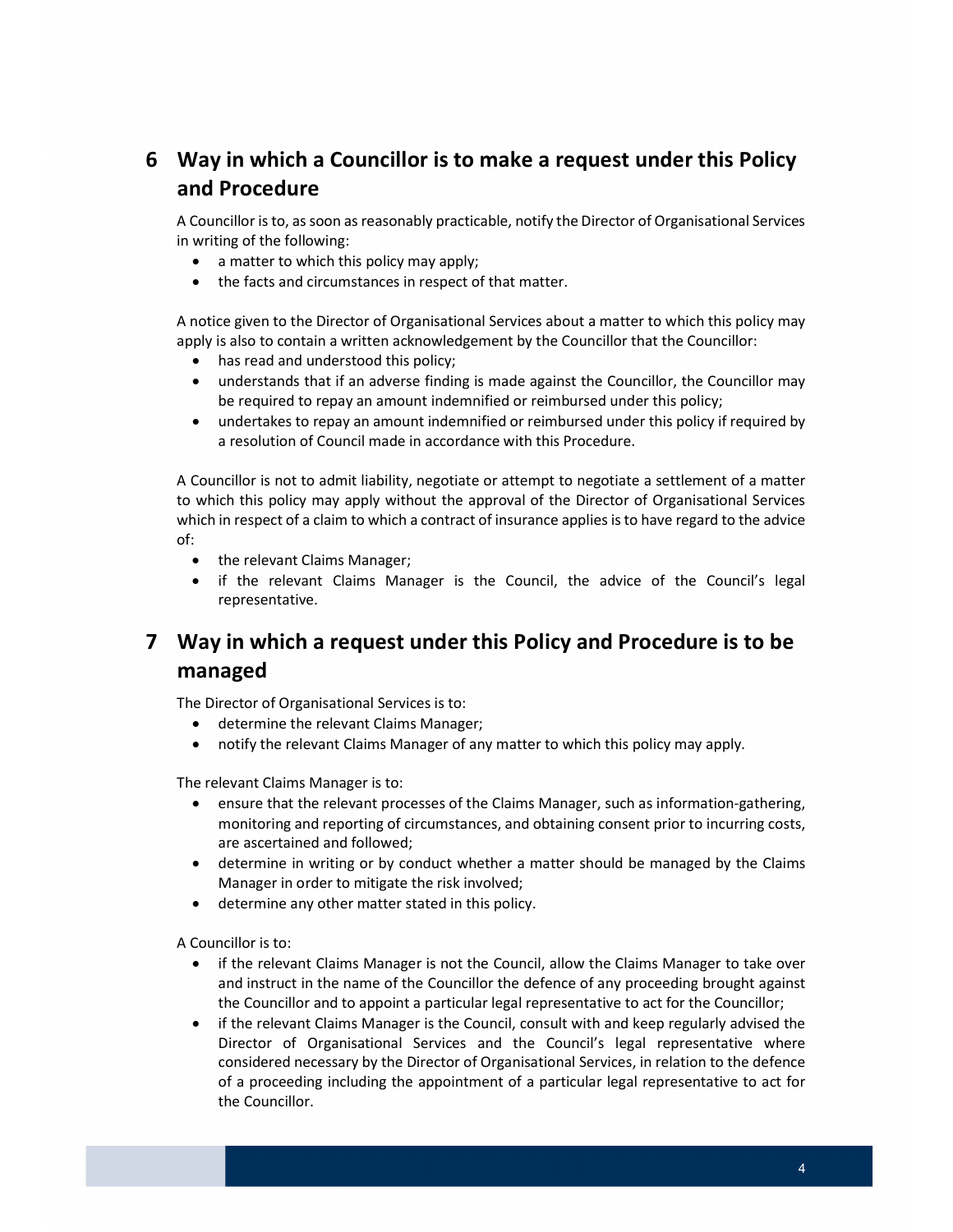## 6 Way in which a Councillor is to make a request under this Policy and Procedure

A Councillor is to, as soon as reasonably practicable, notify the Director of Organisational Services in writing of the following:

- a matter to which this policy may apply;
- the facts and circumstances in respect of that matter.

A notice given to the Director of Organisational Services about a matter to which this policy may apply is also to contain a written acknowledgement by the Councillor that the Councillor:

- has read and understood this policy;
- understands that if an adverse finding is made against the Councillor, the Councillor may be required to repay an amount indemnified or reimbursed under this policy;
- undertakes to repay an amount indemnified or reimbursed under this policy if required by a resolution of Council made in accordance with this Procedure.

A Councillor is not to admit liability, negotiate or attempt to negotiate a settlement of a matter to which this policy may apply without the approval of the Director of Organisational Services which in respect of a claim to which a contract of insurance applies is to have regard to the advice of:

- the relevant Claims Manager;
- if the relevant Claims Manager is the Council, the advice of the Council's legal representative.

## 7 Way in which a request under this Policy and Procedure is to be managed

The Director of Organisational Services is to:

- determine the relevant Claims Manager;
- notify the relevant Claims Manager of any matter to which this policy may apply.

The relevant Claims Manager is to:

- ensure that the relevant processes of the Claims Manager, such as information-gathering, monitoring and reporting of circumstances, and obtaining consent prior to incurring costs, are ascertained and followed;
- determine in writing or by conduct whether a matter should be managed by the Claims Manager in order to mitigate the risk involved;
- determine any other matter stated in this policy.

A Councillor is to:

- if the relevant Claims Manager is not the Council, allow the Claims Manager to take over and instruct in the name of the Councillor the defence of any proceeding brought against the Councillor and to appoint a particular legal representative to act for the Councillor;
- if the relevant Claims Manager is the Council, consult with and keep regularly advised the Director of Organisational Services and the Council's legal representative where considered necessary by the Director of Organisational Services, in relation to the defence of a proceeding including the appointment of a particular legal representative to act for the Councillor.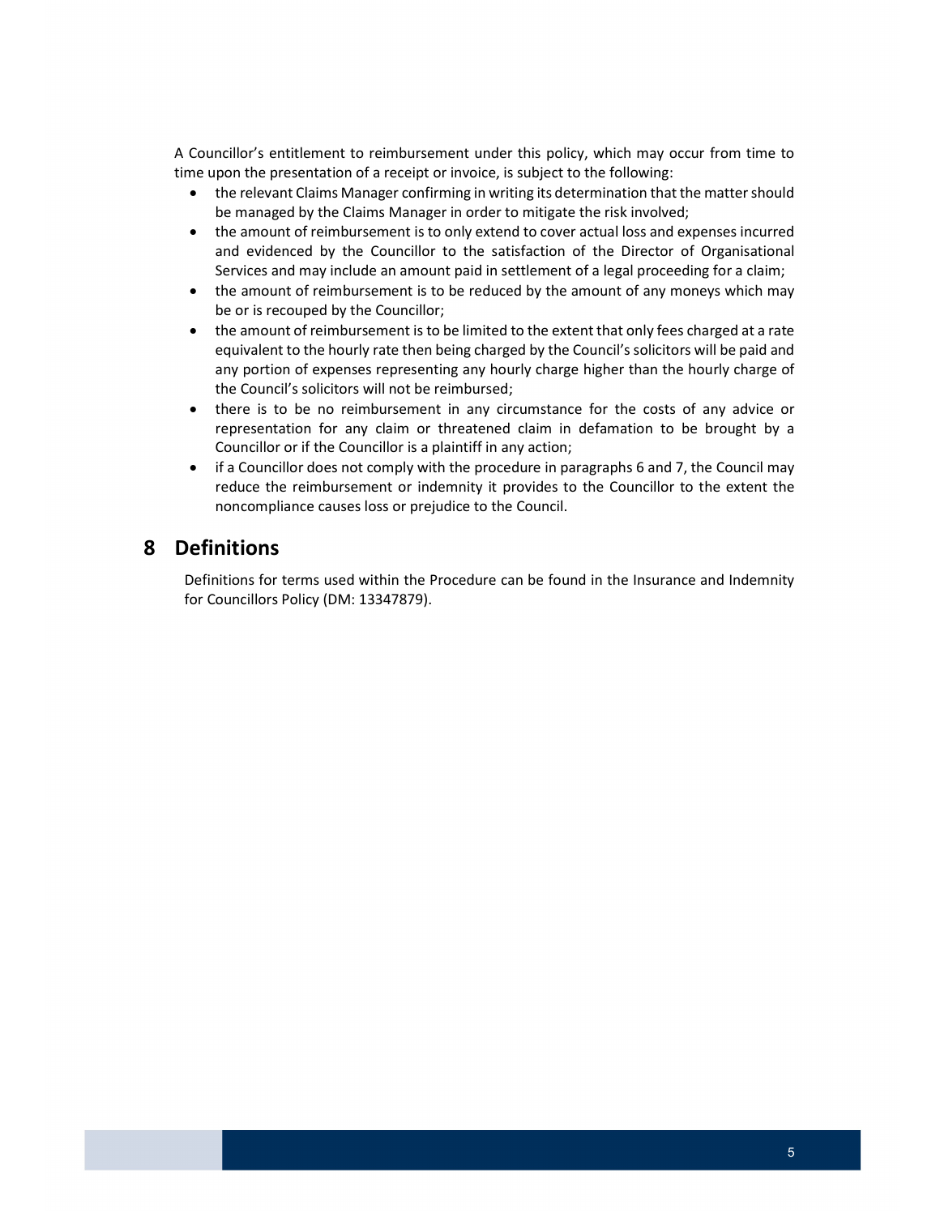A Councillor's entitlement to reimbursement under this policy, which may occur from time to time upon the presentation of a receipt or invoice, is subject to the following:

- the relevant Claims Manager confirming in writing its determination that the matter should be managed by the Claims Manager in order to mitigate the risk involved;
- the amount of reimbursement is to only extend to cover actual loss and expenses incurred and evidenced by the Councillor to the satisfaction of the Director of Organisational Services and may include an amount paid in settlement of a legal proceeding for a claim;
- the amount of reimbursement is to be reduced by the amount of any moneys which may be or is recouped by the Councillor;
- the amount of reimbursement is to be limited to the extent that only fees charged at a rate equivalent to the hourly rate then being charged by the Council's solicitors will be paid and any portion of expenses representing any hourly charge higher than the hourly charge of the Council's solicitors will not be reimbursed;
- there is to be no reimbursement in any circumstance for the costs of any advice or representation for any claim or threatened claim in defamation to be brought by a Councillor or if the Councillor is a plaintiff in any action;
- if a Councillor does not comply with the procedure in paragraphs 6 and 7, the Council may reduce the reimbursement or indemnity it provides to the Councillor to the extent the noncompliance causes loss or prejudice to the Council.

## 8 Definitions

Definitions for terms used within the Procedure can be found in the Insurance and Indemnity for Councillors Policy (DM: 13347879).